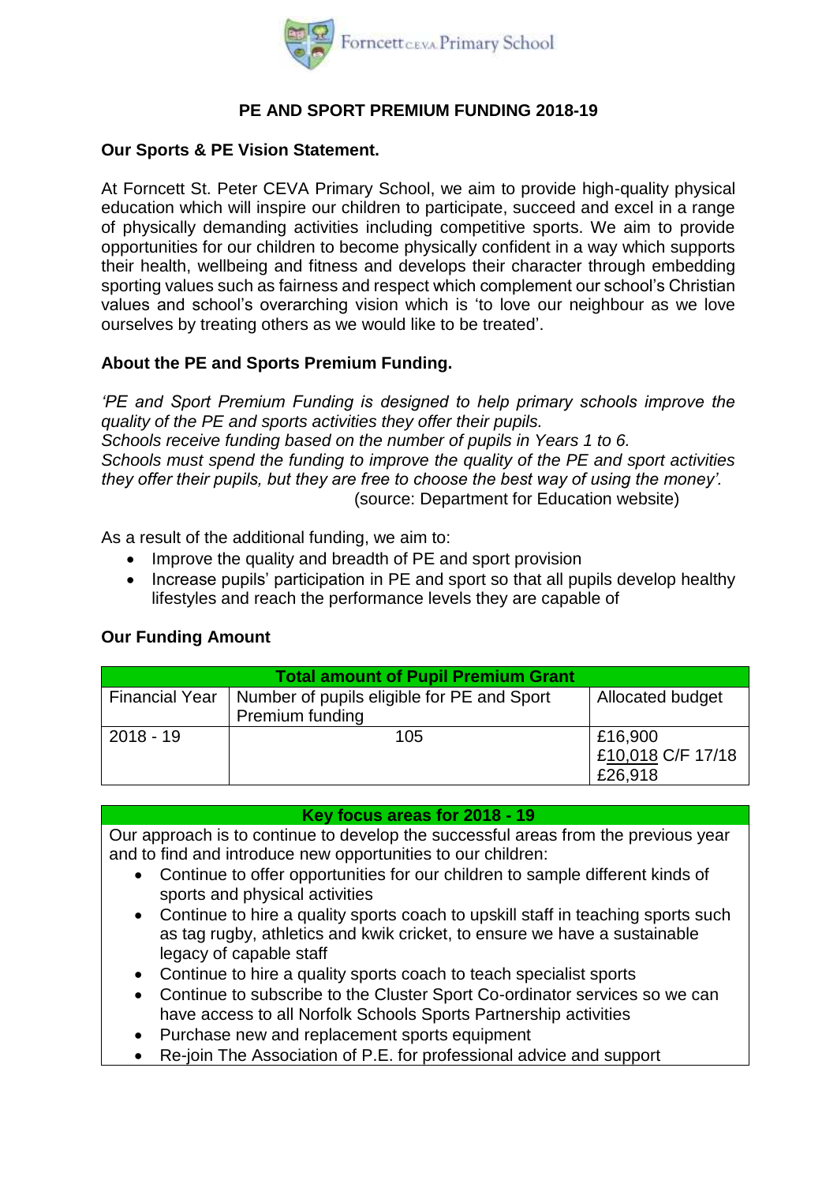Forncett C.E.V.A. Primary School

# PE AND SPORT PREMIUM FUNDING 2018-19

## Our Sports & PE Vision Statement.

At Forncett St. Peter CEVA Primary School, we aim to provide high-quality physical education which will inspire our children to participate, succeed and excel in a range of physically demanding activities including competitive sports. We aim to provide opportunities for our children to become physically confident in a way which supports their health, wellbeing and fitness and develops their character through embedding sporting values such as fairness and respect which complement our school's Christian values and school's overarching vision which is 'to love our neighbour as we love ourselves by treating others as we would like to be treated'.

## About the PE and Sports Premium Funding.

*'PE and Sport Premium Funding is designed to help primary schools improve the quality of the PE and sports activities they offer their pupils.*
*Schools receive funding based on the number of pupils in Years 1 to 6.*
*Schools must spend the funding to improve the quality of the PE and sport activities they offer their pupils, but they are free to choose the best way of using the money'.*
(source: Department for Education website)

As a result of the additional funding, we aim to:

- Improve the quality and breadth of PE and sport provision
- Increase pupils' participation in PE and sport so that all pupils develop healthy lifestyles and reach the performance levels they are capable of

## Our Funding Amount

| Total amount of Pupil Premium Grant | | |
|---|---|---|
| Financial Year | Number of pupils eligible for PE and Sport Premium funding | Allocated budget |
| 2018 - 19 | 105 | £16,900<br>£10,018 C/F 17/18<br>£26,918 |

| Key focus areas for 2018 - 19 |
|---|
| Our approach is to continue to develop the successful areas from the previous year and to find and introduce new opportunities to our children:<br>• Continue to offer opportunities for our children to sample different kinds of sports and physical activities<br>• Continue to hire a quality sports coach to upskill staff in teaching sports such as tag rugby, athletics and kwik cricket, to ensure we have a sustainable legacy of capable staff<br>• Continue to hire a quality sports coach to teach specialist sports<br>• Continue to subscribe to the Cluster Sport Co-ordinator services so we can have access to all Norfolk Schools Sports Partnership activities<br>• Purchase new and replacement sports equipment<br>• Re-join The Association of P.E. for professional advice and support |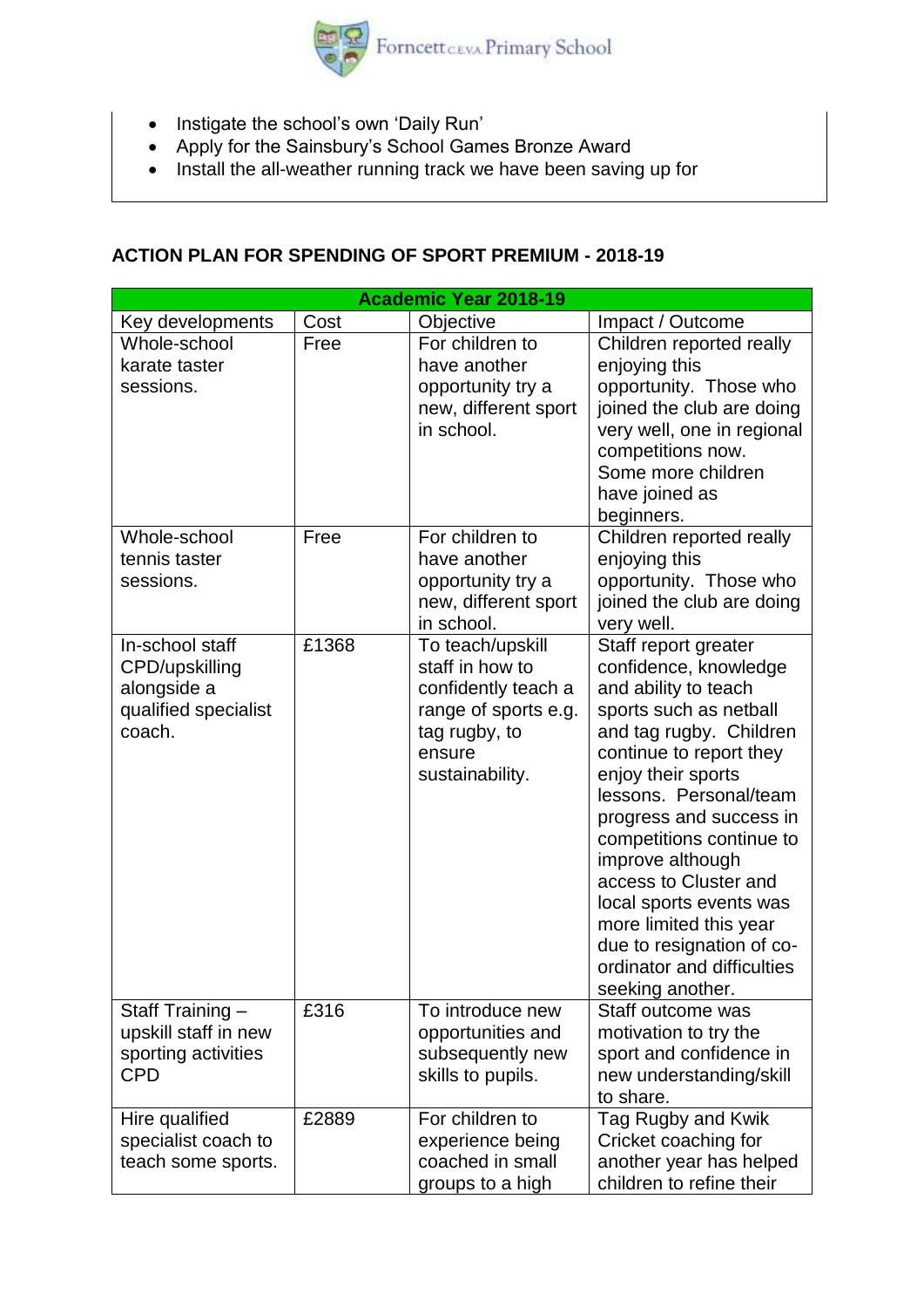- Instigate the school's own 'Daily Run'
- Apply for the Sainsbury's School Games Bronze Award
- Install the all-weather running track we have been saving up for

**ACTION PLAN FOR SPENDING OF SPORT PREMIUM - 2018-19**

| **Academic Year 2018-19** | | | |
|---|---|---|---|
| Key developments | Cost | Objective | Impact / Outcome |
| Whole-school karate taster sessions. | Free | For children to have another opportunity try a new, different sport in school. | Children reported really enjoying this opportunity. Those who joined the club are doing very well, one in regional competitions now. Some more children have joined as beginners. |
| Whole-school tennis taster sessions. | Free | For children to have another opportunity try a new, different sport in school. | Children reported really enjoying this opportunity. Those who joined the club are doing very well. |
| In-school staff CPD/upskilling alongside a qualified specialist coach. | £1368 | To teach/upskill staff in how to confidently teach a range of sports e.g. tag rugby, to ensure sustainability. | Staff report greater confidence, knowledge and ability to teach sports such as netball and tag rugby. Children continue to report they enjoy their sports lessons. Personal/team progress and success in competitions continue to improve although access to Cluster and local sports events was more limited this year due to resignation of co-ordinator and difficulties seeking another. |
| Staff Training – upskill staff in new sporting activities CPD | £316 | To introduce new opportunities and subsequently new skills to pupils. | Staff outcome was motivation to try the sport and confidence in new understanding/skill to share. |
| Hire qualified specialist coach to teach some sports. | £2889 | For children to experience being coached in small groups to a high | Tag Rugby and Kwik Cricket coaching for another year has helped children to refine their |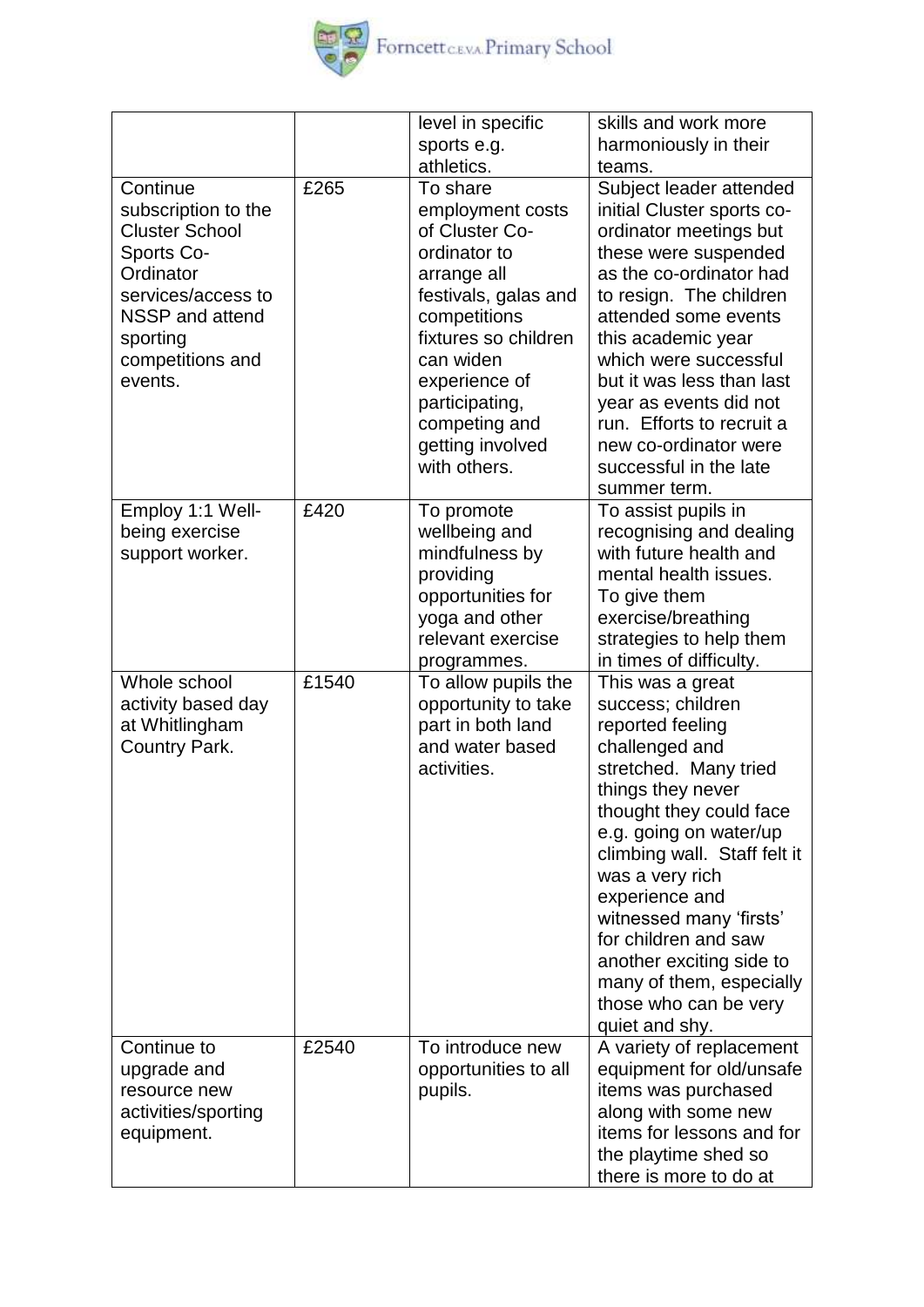| | | | |
|---|---|---|---|
| | | level in specific sports e.g. athletics. | skills and work more harmoniously in their teams. |
| Continue subscription to the Cluster School Sports Co-Ordinator services/access to NSSP and attend sporting competitions and events. | £265 | To share employment costs of Cluster Co-ordinator to arrange all festivals, galas and competitions fixtures so children can widen experience of participating, competing and getting involved with others. | Subject leader attended initial Cluster sports co-ordinator meetings but these were suspended as the co-ordinator had to resign. The children attended some events this academic year which were successful but it was less than last year as events did not run. Efforts to recruit a new co-ordinator were successful in the late summer term. |
| Employ 1:1 Well-being exercise support worker. | £420 | To promote wellbeing and mindfulness by providing opportunities for yoga and other relevant exercise programmes. | To assist pupils in recognising and dealing with future health and mental health issues. To give them exercise/breathing strategies to help them in times of difficulty. |
| Whole school activity based day at Whitlingham Country Park. | £1540 | To allow pupils the opportunity to take part in both land and water based activities. | This was a great success; children reported feeling challenged and stretched. Many tried things they never thought they could face e.g. going on water/up climbing wall. Staff felt it was a very rich experience and witnessed many 'firsts' for children and saw another exciting side to many of them, especially those who can be very quiet and shy. |
| Continue to upgrade and resource new activities/sporting equipment. | £2540 | To introduce new opportunities to all pupils. | A variety of replacement equipment for old/unsafe items was purchased along with some new items for lessons and for the playtime shed so there is more to do at |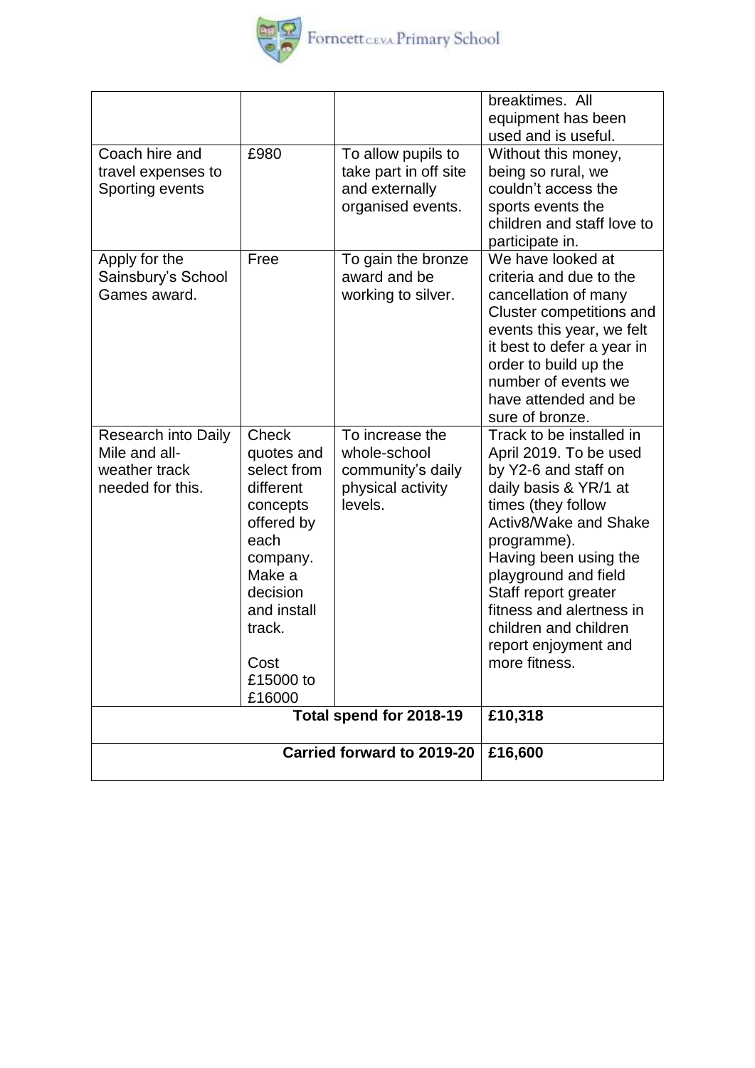| | | | |
|---|---|---|---|
| | | | breaktimes. All equipment has been used and is useful. |
| Coach hire and travel expenses to Sporting events | £980 | To allow pupils to take part in off site and externally organised events. | Without this money, being so rural, we couldn't access the sports events the children and staff love to participate in. |
| Apply for the Sainsbury's School Games award. | Free | To gain the bronze award and be working to silver. | We have looked at criteria and due to the cancellation of many Cluster competitions and events this year, we felt it best to defer a year in order to build up the number of events we have attended and be sure of bronze. |
| Research into Daily Mile and all-weather track needed for this. | Check quotes and select from different concepts offered by each company. Make a decision and install track.<br><br>Cost £15000 to £16000 | To increase the whole-school community's daily physical activity levels. | Track to be installed in April 2019. To be used by Y2-6 and staff on daily basis & YR/1 at times (they follow Activ8/Wake and Shake programme).<br>Having been using the playground and field Staff report greater fitness and alertness in children and children report enjoyment and more fitness. |
| **Total spend for 2018-19** | | | **£10,318** |
| **Carried forward to 2019-20** | | | **£16,600** |